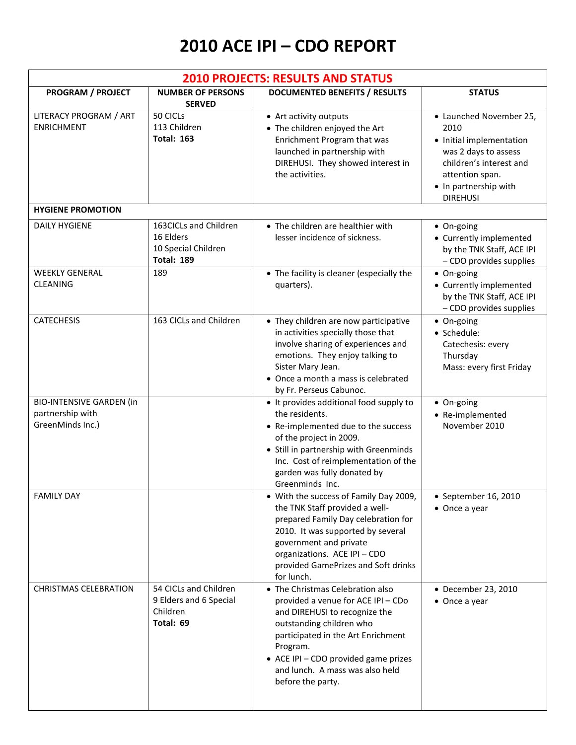# 2010 ACE IPI – CDO REPORT

| 2010 PROJECTS: RESULTS AND STATUS | | | |
|---|---|---|---|
| **PROGRAM / PROJECT** | **NUMBER OF PERSONS SERVED** | **DOCUMENTED BENEFITS / RESULTS** | **STATUS** |
| LITERACY PROGRAM / ART ENRICHMENT | 50 CICLs<br>113 Children<br>**Total: 163** | • Art activity outputs<br>• The children enjoyed the Art Enrichment Program that was launched in partnership with DIREHUSI. They showed interest in the activities. | • Launched November 25, 2010<br>• Initial implementation was 2 days to assess children's interest and attention span.<br>• In partnership with DIREHUSI |
| **HYGIENE PROMOTION** | | | |
| DAILY HYGIENE | 163CICLs and Children<br>16 Elders<br>10 Special Children<br>**Total: 189** | • The children are healthier with lesser incidence of sickness. | • On-going<br>• Currently implemented by the TNK Staff, ACE IPI – CDO provides supplies |
| WEEKLY GENERAL CLEANING | 189 | • The facility is cleaner (especially the quarters). | • On-going<br>• Currently implemented by the TNK Staff, ACE IPI – CDO provides supplies |
| CATECHESIS | 163 CICLs and Children | • They children are now participative in activities specially those that involve sharing of experiences and emotions. They enjoy talking to Sister Mary Jean.<br>• Once a month a mass is celebrated by Fr. Perseus Cabunoc. | • On-going<br>• Schedule:<br>Catechesis: every Thursday<br>Mass: every first Friday |
| BIO-INTENSIVE GARDEN (in partnership with GreenMinds Inc.) | | • It provides additional food supply to the residents.<br>• Re-implemented due to the success of the project in 2009.<br>• Still in partnership with Greenminds Inc. Cost of reimplementation of the garden was fully donated by Greenminds Inc. | • On-going<br>• Re-implemented November 2010 |
| FAMILY DAY | | • With the success of Family Day 2009, the TNK Staff provided a well-prepared Family Day celebration for 2010. It was supported by several government and private organizations. ACE IPI – CDO provided GamePrizes and Soft drinks for lunch. | • September 16, 2010<br>• Once a year |
| CHRISTMAS CELEBRATION | 54 CICLs and Children<br>9 Elders and 6 Special Children<br>**Total: 69** | • The Christmas Celebration also provided a venue for ACE IPI – CDo and DIREHUSI to recognize the outstanding children who participated in the Art Enrichment Program.<br>• ACE IPI – CDO provided game prizes and lunch. A mass was also held before the party. | • December 23, 2010<br>• Once a year |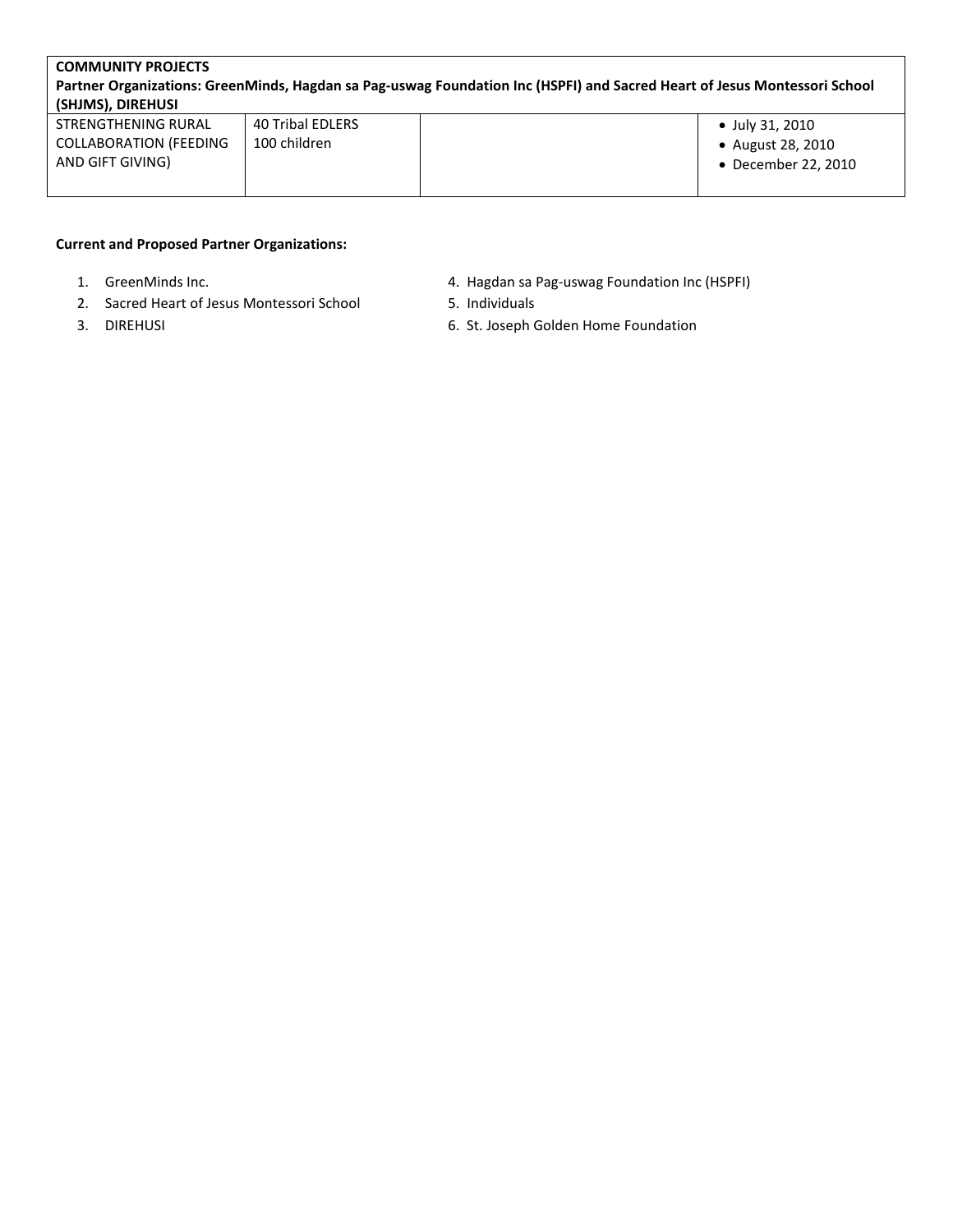| COMMUNITY PROJECTS<br>Partner Organizations: GreenMinds, Hagdan sa Pag-uswag Foundation Inc (HSPFI) and Sacred Heart of Jesus Montessori School (SHJMS), DIREHUSI | | | |
|---|---|---|---|
| STRENGTHENING RURAL COLLABORATION (FEEDING AND GIFT GIVING) | 40 Tribal EDLERS<br>100 children | | • July 31, 2010<br>• August 28, 2010<br>• December 22, 2010 |

**Current and Proposed Partner Organizations:**

1. GreenMinds Inc.
2. Sacred Heart of Jesus Montessori School
3. DIREHUSI
4. Hagdan sa Pag-uswag Foundation Inc (HSPFI)
5. Individuals
6. St. Joseph Golden Home Foundation